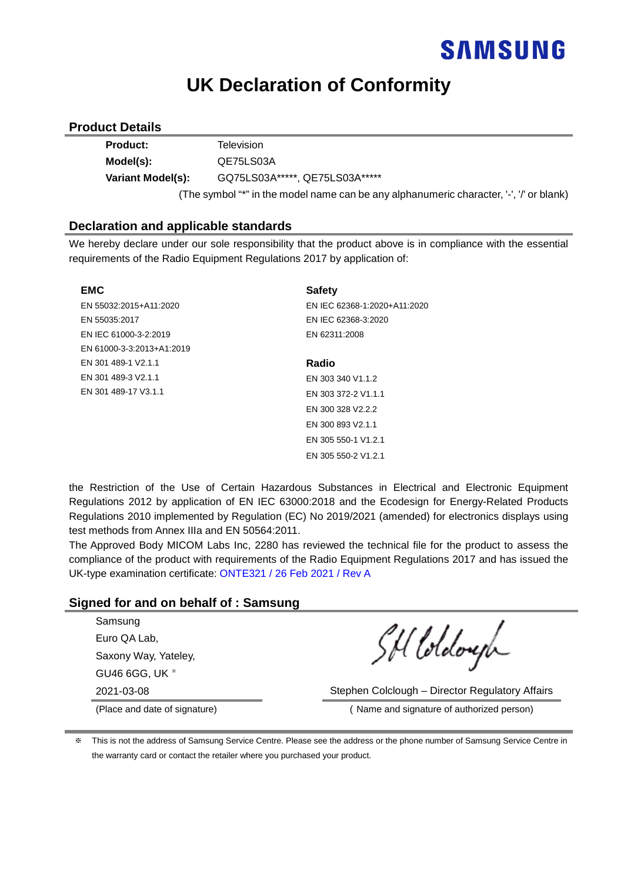SAMSUNG

# UK Declaration of Conformity

## Product Details

**Product:** Television

**Model(s):** QE75LS03A

**Variant Model(s):** GQ75LS03A*****, QE75LS03A*****

(The symbol "*" in the model name can be any alphanumeric character, '-', '/' or blank)

## Declaration and applicable standards

We hereby declare under our sole responsibility that the product above is in compliance with the essential requirements of the Radio Equipment Regulations 2017 by application of:

**EMC**

EN 55032:2015+A11:2020
EN 55035:2017
EN IEC 61000-3-2:2019
EN 61000-3-3:2013+A1:2019
EN 301 489-1 V2.1.1
EN 301 489-3 V2.1.1
EN 301 489-17 V3.1.1

**Safety**

EN IEC 62368-1:2020+A11:2020
EN IEC 62368-3:2020
EN 62311:2008

**Radio**

EN 303 340 V1.1.2
EN 303 372-2 V1.1.1
EN 300 328 V2.2.2
EN 300 893 V2.1.1
EN 305 550-1 V1.2.1
EN 305 550-2 V1.2.1

the Restriction of the Use of Certain Hazardous Substances in Electrical and Electronic Equipment Regulations 2012 by application of EN IEC 63000:2018 and the Ecodesign for Energy-Related Products Regulations 2010 implemented by Regulation (EC) No 2019/2021 (amended) for electronics displays using test methods from Annex IIIa and EN 50564:2011.

The Approved Body MICOM Labs Inc, 2280 has reviewed the technical file for the product to assess the compliance of the product with requirements of the Radio Equipment Regulations 2017 and has issued the UK-type examination certificate: ONTE321 / 26 Feb 2021 / Rev A

## Signed for and on behalf of : Samsung

Samsung
Euro QA Lab,
Saxony Way, Yateley,
GU46 6GG, UK ※
2021-03-08

(Place and date of signature)

Stephen Colclough – Director Regulatory Affairs

( Name and signature of authorized person)

※ This is not the address of Samsung Service Centre. Please see the address or the phone number of Samsung Service Centre in the warranty card or contact the retailer where you purchased your product.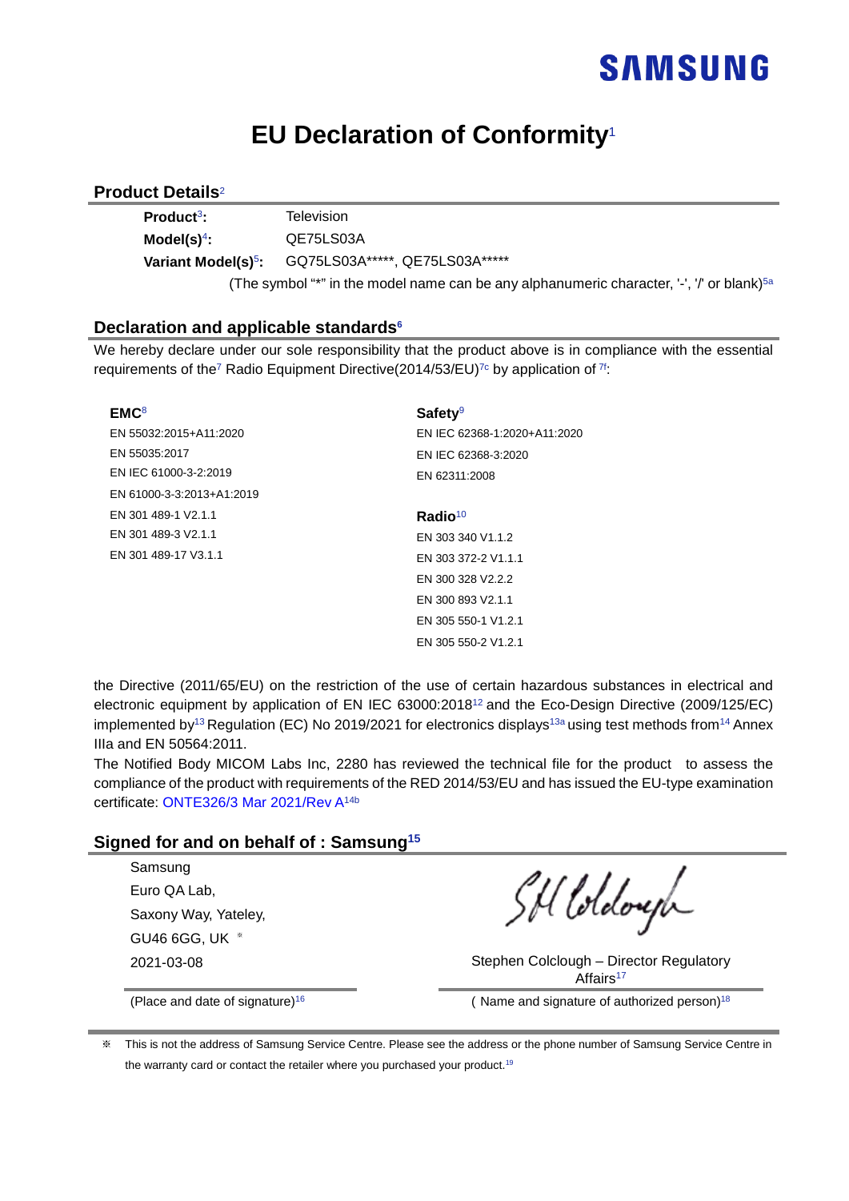SAMSUNG

# EU Declaration of Conformity[1]

## Product Details[2]

**Product[3]:** Television

**Model(s)[4]:** QE75LS03A

**Variant Model(s)[5]:** GQ75LS03A*****, QE75LS03A*****

(The symbol "*" in the model name can be any alphanumeric character, '-', '/' or blank)[5a]

## Declaration and applicable standards[6]

We hereby declare under our sole responsibility that the product above is in compliance with the essential requirements of the[7] Radio Equipment Directive(2014/53/EU)[7c] by application of [7f]:

**EMC[8]**

EN 55032:2015+A11:2020
EN 55035:2017
EN IEC 61000-3-2:2019
EN 61000-3-3:2013+A1:2019
EN 301 489-1 V2.1.1
EN 301 489-3 V2.1.1
EN 301 489-17 V3.1.1

**Safety[9]**

EN IEC 62368-1:2020+A11:2020
EN IEC 62368-3:2020
EN 62311:2008

**Radio[10]**

EN 303 340 V1.1.2
EN 303 372-2 V1.1.1
EN 300 328 V2.2.2
EN 300 893 V2.1.1
EN 305 550-1 V1.2.1
EN 305 550-2 V1.2.1

the Directive (2011/65/EU) on the restriction of the use of certain hazardous substances in electrical and electronic equipment by application of EN IEC 63000:2018[12] and the Eco-Design Directive (2009/125/EC) implemented by[13] Regulation (EC) No 2019/2021 for electronics displays[13a] using test methods from[14] Annex IIIa and EN 50564:2011.

The Notified Body MICOM Labs Inc, 2280 has reviewed the technical file for the product to assess the compliance of the product with requirements of the RED 2014/53/EU and has issued the EU-type examination certificate: ONTE326/3 Mar 2021/Rev A[14b]

## Signed for and on behalf of : Samsung[15]

Samsung
Euro QA Lab,
Saxony Way, Yateley,
GU46 6GG, UK ※
2021-03-08

(Place and date of signature)[16]

Stephen Colclough – Director Regulatory Affairs[17]

( Name and signature of authorized person)[18]

※ This is not the address of Samsung Service Centre. Please see the address or the phone number of Samsung Service Centre in the warranty card or contact the retailer where you purchased your product.[19]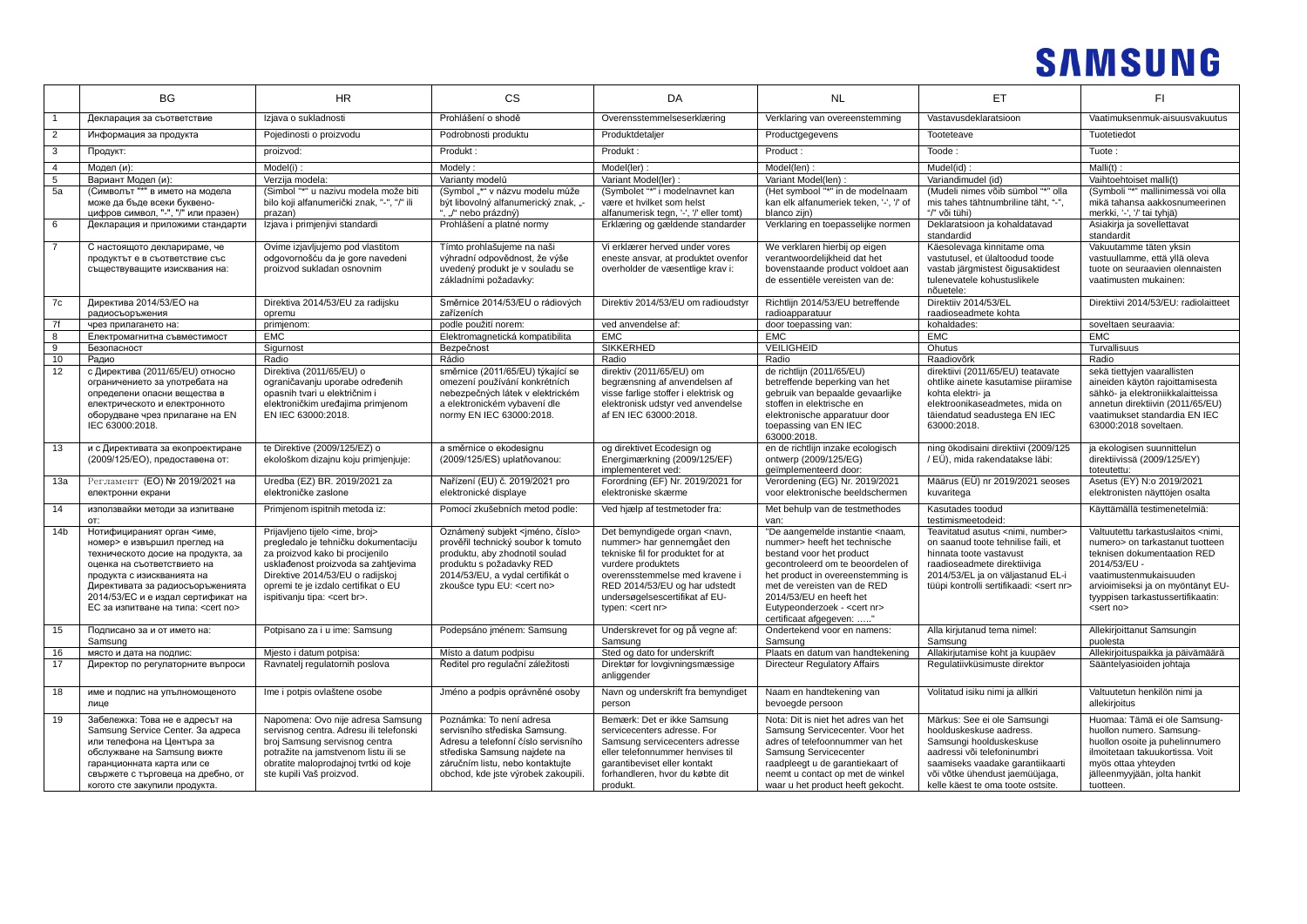# SAMSUNG

| | BG | HR | CS | DA | NL | ET | FI |
|---|---|---|---|---|---|---|---|
| 1 | Декларация за съответствие | Izjava o sukladnosti | Prohlášení o shodě | Overensstemmelseserklæring | Verklaring van overeenstemming | Vastavusdeklaratsioon | Vaatimuksenmuk-aisuusvakuutus |
| 2 | Информация за продукта | Pojedinosti o proizvodu | Podrobnosti produktu | Produktdetaljer | Productgegevens | Tooteteave | Tuotetiedot |
| 3 | Продукт: | proizvod: | Produkt : | Produkt : | Product : | Toode : | Tuote : |
| 4 | Модел (и): | Model(i) : | Modely : | Model(ler) : | Model(len) : | Mudel(id) : | Malli(t) : |
| 5 | Вариант Модел (и): | Verzija modela: | Varianty modelů | Variant Model(ler) : | Variant Model(len) : | Variandimudel (id) | Vaihtoehtoiset malli(t) |
| 5a | (Символът "*" в името на модела може да бъде всеки буквено-цифров символ, "-", "/" или празен) | (Simbol "*" u nazivu modela može biti bilo koji alfanumerički znak, "-", "/" ili prazan) | (Symbol „*" v názvu modelu může být libovolný alfanumerický znak, „-", „/" nebo prázdný) | (Symbolet "*" i modelnavnet kan være et hvilket som helst alfanumerisk tegn, '-', '/' eller tomt) | (Het symbool "*" in de modelnaam kan elk alfanumeriek teken, '-', '/' of blanco zijn) | (Mudeli nimes võib sümbol "*" olla mis tahes tähtnumbriline täht, "-", "/" või tühi) | (Symboli "*" mallinimessä voi olla mikä tahansa aakkosnumeerinen merkki, '-', '/' tai tyhjä) |
| 6 | Декларация и приложими стандарти | Izjava i primjenjivi standardi | Prohlášení a platné normy | Erklæring og gældende standarder | Verklaring en toepasselijke normen | Deklaratsioon ja kohaldatavad standardid | Asiakirja ja sovellettavat standardit |
| 7 | С настоящото декларираме, че продуктът е в съответствие със съществуващите изисквания на: | Ovime izjavljujemo pod vlastitom odgovornošću da je gore navedeni proizvod sukladan osnovnim | Tímto prohlašujeme na naši výhradní odpovědnost, že výše uvedený produkt je v souladu se základními požadavky: | Vi erklærer herved under vores eneste ansvar, at produktet ovenfor overholder de væsentlige krav i: | We verklaren hierbij op eigen verantwoordelijkheid dat het bovenstaande product voldoet aan de essentiële vereisten van de: | Käesolevaga kinnitame oma vastutusel, et ülaltoodud toode vastab järgmistest õigusaktidest tulenevatele kohustuslikele nõuetele: | Vakuutamme täten yksin vastuullamme, että yllä oleva tuote on seuraavien olennaisten vaatimusten mukainen: |
| 7c | Директива 2014/53/ЕО на радиосъоръжения | Direktiva 2014/53/EU za radijsku opremu | Směrnice 2014/53/EU o rádiových zařízeních | Direktiv 2014/53/EU om radioudstyr | Richtlijn 2014/53/EU betreffende radioapparatuur | Direktiiv 2014/53/EL raadioseadmete kohta | Direktiivi 2014/53/EU: radiolaitteet |
| 7f | чрез прилагането на: | primjenom: | podle použití norem: | ved anvendelse af: | door toepassing van: | kohaldades: | soveltaen seuraavia: |
| 8 | Електромагнитна съвместимост | EMC | Elektromagnetická kompatibilita | EMC | EMC | EMC | EMC |
| 9 | Безопасност | Sigurnost | Bezpečnost | SIKKERHED | VEILIGHEID | Ohutus | Turvallisuus |
| 10 | Радио | Radio | Rádio | Radio | Radio | Raadiovõrk | Radio |
| 12 | с Директива (2011/65/EU) относно ограничението за употребата на определени опасни вещества в електрическото и електронното оборудване чрез прилагане на EN IEC 63000:2018. | Direktiva (2011/65/EU) o ograničavanju uporabe određenih opasnih tvari u električnim i elektroničkim uređajima primjenom EN IEC 63000:2018. | směrnice (2011/65/EU) týkající se omezení používání konkrétních nebezpečných látek v elektrickém a elektronickém vybavení dle normy EN IEC 63000:2018. | direktiv (2011/65/EU) om begrænsning af anvendelsen af visse farlige stoffer i elektrisk og elektronisk udstyr ved anvendelse af EN IEC 63000:2018. | de richtlijn (2011/65/EU) betreffende beperking van het gebruik van bepaalde gevaarlijke stoffen in elektrische en elektronische apparatuur door toepassing van EN IEC 63000:2018. | direktiivi (2011/65/EL) teatavate ohtlike ainete kasutamise piiramise kohta elektri- ja elektroonikaseadmetes, mida on täiendatud seadustega EN IEC 63000:2018. | sekä tiettyjen vaarallisten aineiden käytön rajoittamisesta sähkö- ja elektroniikkalaitteissa annetun direktiivin (2011/65/EU) vaatimukset standardia EN IEC 63000:2018 soveltaen. |
| 13 | и с Директивата за екопроектиране (2009/125/ЕО), предоставена от: | te Direktive (2009/125/EZ) o ekološkom dizajnu koju primjenjuje: | a směrnice o ekodesignu (2009/125/ES) uplatňovanou: | og direktivet Ecodesign og Energimærkning (2009/125/EF) implementeret ved: | en de richtlijn inzake ecologisch ontwerp (2009/125/EG) geïmplementeerd door: | ning ökodisaini direktiivi (2009/125 / EÜ), mida rakendatakse läbi: | ja ekologisen suunnittelun direktiivissä (2009/125/EY) toteutettu: |
| 13a | Регламент (ЕО) № 2019/2021 на електронни екрани | Uredba (EZ) BR. 2019/2021 za elektroničke zaslone | Nařízení (EU) č. 2019/2021 pro elektronické displeje | Forordning (EF) Nr. 2019/2021 for elektroniske skærme | Verordening (EG) Nr. 2019/2021 voor elektronische beeldschermen | Määrus (EÜ) nr 2019/2021 seoses kuvaritega | Asetus (EY) N:o 2019/2021 elektronisten näyttöjen osalta |
| 14 | използвайки методи за изпитване от: | Primjenom ispitnih metoda iz: | Pomocí zkušebních metod podle: | Ved hjælp af testmetoder fra: | Met behulp van de testmethodes van: | Kasutades toodud testimismeetodeid: | Käyttämällä testimenetelmiä: |
| 14b | Нотифицираният орган <име, номер> е извършил преглед на техническото досие на продукта, за оценка на съответствието на продукта с изискванията на Директивата за радиосъоръженията 2014/53/ЕС и е издал сертификат на ЕС за изпитване на типа: <cert no> | Prijavljeno tijelo <ime, broj> pregledalo je tehničku dokumentaciju za proizvod kako bi procijenilo usklađenost proizvoda sa zahtjevima Direktive 2014/53/EU o radijskoj opremi te je izdalo certifikat o EU ispitivanju tipa: <cert br>. | Oznámený subjekt <jméno, číslo> prověřil technický soubor k tomuto produktu, aby zhodnotil soulad produktu s požadavky RED 2014/53/EU, a vydal certifikát o zkoušce typu EU: <cert no> | Det bemyndigede organ <navn, nummer> har gennemgået den tekniske fil for produktet for at vurdere produktets overensstemmelse med kravene i RED 2014/53/EU og har udstedt undersøgelsescertifikat af EU-typen: <cert nr> | "De aangemelde instantie <naam, nummer> heeft het technische bestand voor het product gecontroleerd om te beoordelen of het product in overeenstemming is met de vereisten van de RED 2014/53/EU en heeft het Eutypeonderzoek - <cert nr> certificaat afgegeven: ....." | Teavitatud asutus <nimi, number> on saanud toote tehnilise faili, et hinnata toote vastavust raadioseadmete direktiivga 2014/53/EL ja on väljastanud EL-i tüüpi kontrolli sertifikaadi: <sert nr> | Valtuutettu tarkastuslaitos <nimi, numero> on tarkastanut tuotteen teknisen dokumentaation RED 2014/53/EU - vaatimustenmukaisuuden arvioimiseksi ja on myöntänyt EU-tyyppisen tarkastussertifikaatin: <sert no> |
| 15 | Подписано за и от името на: Samsung | Potpisano za i u ime: Samsung | Podepsáno jménem: Samsung | Underskrevet for og på vegne af: Samsung | Ondertekend voor en namens: Samsung | Alla kirjutanud tema nimel: Samsung | Allekirjoittanut Samsungin puolesta |
| 16 | място и дата на подпис: | Mjesto i datum potpisa: | Místo a datum podpisu | Sted og dato for underskrift | Plaats en datum van handtekening | Allakirjutamise koht ja kuupäev | Allekirjoituspaikka ja päivämäärä |
| 17 | Директор по регулаторните въпроси | Ravnatelj regulatornih poslova | Ředitel pro regulační záležitosti | Direktør for lovgivningsmæssige anliggender | Directeur Regulatory Affairs | Regulatiivküsimuste direktor | Sääntelyasioiden johtaja |
| 18 | име и подпис на упълномощеното лице | Ime i potpis ovlaštene osobe | Jméno a podpis oprávněné osoby | Navn og underskrift fra bemyndiget person | Naam en handtekening van bevoegde persoon | Volitatud isiku nimi ja allkiri | Valtuutetun henkilön nimi ja allekirjoitus |
| 19 | Забележка: Това не е адресът на Samsung Service Center. За адреса или телефона на Центъра за обслужване на Samsung вижте гаранционната карта или се свържете с търговеца на дребно, от когото сте закупили продукта. | Napomena: Ovo nije adresa Samsung servisnog centra. Adresu ili telefonski broj Samsung servisnog centra potražite na jamstvenom listu ili se obratite maloprodajnoj tvrtki od koje ste kupili Vaš proizvod. | Poznámka: To není adresa servisního střediska Samsung. Adresu a telefonní číslo servisního střediska Samsung najdete na záručním listu, nebo kontaktujte obchod, kde jste výrobek zakoupili. | Bemærk: Det er ikke Samsung servicecenters adresse. For Samsung servicecenters adresse eller telefonnummer henvises til garantibeviset eller kontakt forhandleren, hvor du købte dit produkt. | Nota: Dit is niet het adres van het Samsung Servicecenter. Voor het adres of telefoonnummer van het Samsung Servicecenter raadpleegt u de garantiekaart of neemt u contact op met de winkel waar u het product heeft gekocht. | Märkus: See ei ole Samsungi hoolduskeskuse aadress. Samsungi hoolduskeskuse aadressi või telefoninumbri saamiseks vaadake garantiikaarti või võtke ühendust jaemüüjaga, kelle käest te oma toote ostsite. | Huomaa: Tämä ei ole Samsung-huollon numero. Samsung-huollon osoite ja puhelinnumero ilmoitetaan takuukortissa. Voit myös ottaa yhteyden jälleenmyyjään, jolta hankit tuotteen. |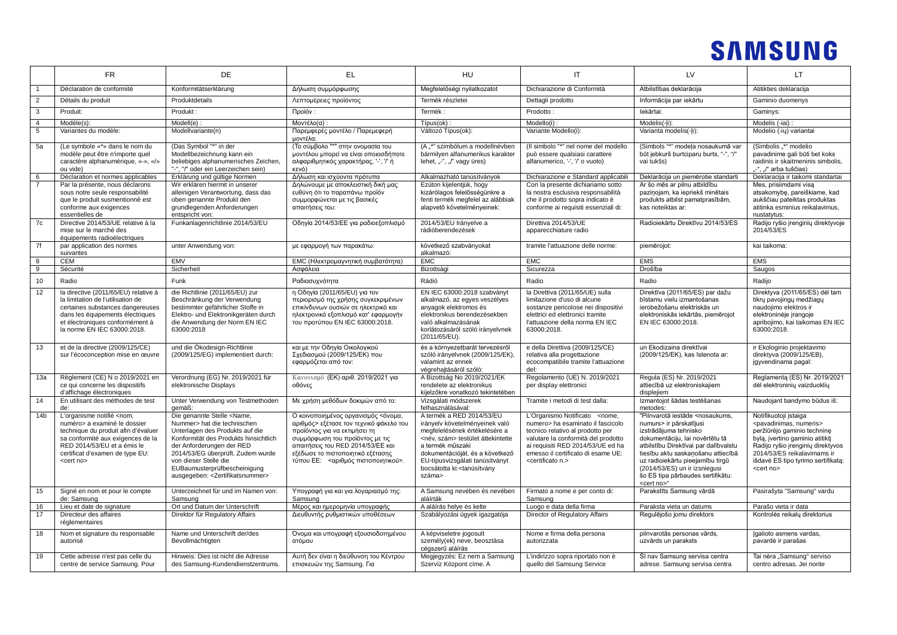# SAMSUNG

| | FR | DE | EL | HU | IT | LV | LT |
|---|---|---|---|---|---|---|---|
| 1 | Déclaration de conformité | Konformitätserklärung | Δήλωση συμμόρφωσης | Megfelelőségi nyilatkozatot | Dichiarazione di Conformità | Atbilstības deklarācija | Atitikties deklaracija |
| 2 | Détails du produit | Produktdetails | Λεπτομέρειες προϊόντος | Termék részletei | Dettagli prodotto | Informācija par iekārtu | Gaminio duomenys |
| 3 | Produit: | Produkt : | Προϊόν : | Termék : | Prodotto : | Iekārtai: | Gaminys: |
| 4 | Modèle(s): | Modell(e) : | Μοντέλο(α) : | Típus(ok) : | Modello(i) : | Modelis(-ļi): | Modelis (-iai) : |
| 5 | Variantes du modèle: | Modellvariante(n) | Παρεμφερές μοντέλο / Παρεμφερή μοντέλα: | Változó Típus(ok): | Variante Modello(i): | Varianta modelis(-ļi): | Modelio (-ių) variantai |
| 5a | (Le symbole «*» dans le nom du modèle peut être n'importe quel caractère alphanumérique, «-», «/» ou vide) | (Das Symbol "*" in der Modellbezeichnung kann ein beliebiges alphanumerisches Zeichen, "-", "/" oder ein Leerzeichen sein) | (Το σύμβολο "*" στην ονομασία του μοντέλου μπορεί να είναι οποιοσδήποτε αλφαριθμητικός χαρακτήρας, '-', '/' ή κενό) | (A „*" szimbólum a modellnévben bármilyen alfanumerikus karakter lehet, „-", „/" vagy üres) | (Il simbolo "*" nel nome del modello può essere qualsiasi carattere alfanumerico, '-', '/' o vuoto) | (Simbols "*" modeļa nosaukumā var būt jebkurš burtciparu burts, "-", "/" vai tukšs) | (Simbolis „*" modelio pavadinime gali būti bet koks raidinis ir skaitmeninis simbolis, „-", „/" arba tuščias) |
| 6 | Déclaration et normes applicables | Erklärung und gültige Normen | Δήλωση και ισχύοντα πρότυπα | Alkalmazható tanúsítványok | Dichiarazione e Standard applicabili | Deklarācija un piemērotie standarti | Deklaracija ir taikomi standartai |
| 7 | Par la présente, nous déclarons sous notre seule responsabilité que le produit susmentionné est conforme aux exigences essentielles de | Wir erklären hiermit in unserer alleinigen Verantwortung, dass das oben genannte Produkt den grundlegenden Anforderungen entspricht von: | Δηλώνουμε με αποκλειστική δική μας ευθύνη ότι το παραπάνω προϊόν συμμορφώνεται με τις βασικές απαιτήσεις του: | Ezúton kijelentjük, hogy kizárólagos felelősségünkre a fenti termék megfelel az alábbiak alapvető követelményeinek: | Con la presente dichiariamo sotto la nostra esclusiva responsabilità che il prodotto sopra indicato è conforme ai requisiti essenziali di: | Ar šo mēs ar pilnu atbildību paziņojam, ka iepriekš minētais produkts atbilst pamatprasībām, kas noteiktas ar: | Mes, prisiimdami visą atsakomybę, pareiškiame, kad aukščiau pateiktas produktas atitinka esminius reikalavimus, nustatytus: |
| 7c | Directive 2014/53/UE relative à la mise sur le marché des équipements radioélectriques | Funkanlagenrichtlinie 2014/53/EU | Οδηγία 2014/53/ΕΕ για ραδιοεξοπλισμό | 2014/53/EU Irányelve a rádióberendezések | Direttiva 2014/53/UE apparecchiature radio | Radioiekārtu Direktīvu 2014/53/ES | Radijo ryšio įrenginių direktyvoje 2014/53/ES |
| 7f | par application des normes suivantes | unter Anwendung von: | με εφαρμογή των παρακάτω: | következő szabványokat alkalmazó: | tramite l'attuazione delle norme: | piemērojot: | kai taikoma: |
| 8 | CEM | EMV | EMC (Ηλεκτρομαγνητική συμβατότητα) | EMC | EMC | EMS | EMS |
| 9 | Sécurité | Sicherheit | Ασφάλεια | Bizottsági | Sicurezza | Drošība | Saugos |
| 10 | Radio | Funk | Ραδιοσυχνότητα | Rádió | Radio | Radio | Radijo |
| 12 | la directive (2011/65/EU) relative à la limitation de l'utilisation de certaines substances dangereuses dans les équipements électriques et électroniques conformément à la norme EN IEC 63000:2018. | die Richtlinie (2011/65/EU) zur Beschränkung der Verwendung bestimmter gefährlicher Stoffe in Elektro- und Elektronikgeräten durch die Anwendung der Norm EN IEC 63000:2018 | η Οδηγία (2011/65/EU) για τον περιορισμό της χρήσης συγκεκριμένων επικίνδυνων ουσιών σε ηλεκτρικό και ηλεκτρονικό εξοπλισμό κατ' εφαρμογήν του προτύπου EN IEC 63000:2018. | EN IEC 63000:2018 szabványt alkalmazó, az egyes veszélyes anyagok elektromos és elektronikus berendezésekben való alkalmazásának korlátozásáról szóló irányelvnek (2011/65/EU). | la Direttiva (2011/65/UE) sulla limitazione d'uso di alcune sostanze pericolose nei dispositivi elettrici ed elettronici tramite l'attuazione della norma EN IEC 63000:2018. | Direktīva (2011/65/ES) par dažu bīstamu vielu izmantošanas ierobežošanu elektriskās un elektroniskās iekārtās, piemērojot EN IEC 63000:2018. | Direktyva (2011/65/ES) dėl tam tikrų pavojingų medžiagų naudojimo elektros ir elektroninėje įrangoje apribojimo, kai taikomas EN IEC 63000:2018. |
| 13 | et de la directive (2009/125/CE) sur l'écoconception mise en œuvre | und die Ökodesign-Richtlinie (2009/125/EG) implementiert durch: | και με την Οδηγία Οικολογικού Σχεδιασμού (2009/125/ΕΚ) που εφαρμόζεται από τον: | és a környezetbarát tervezésről szóló irányelvnek (2009/125/EK), valamint az ennek végrehajtásáról szóló: | e della Direttiva (2009/125/CE) relativa alla progettazione ecocompatibile tramite l'attuazione del: | un Ekodizaina direktīvai (2009/125/EK), kas īstenota ar: | ir Ekologinio projektavimo direktyva (2009/125/EB), įgyvendinama pagal: |
| 13a | Règlement (EC) N o 2019/2021 en ce qui concerne les dispositifs d'affichage électroniques | Verordnung (EG) Nr. 2019/2021 für elektronische Displays | Κανονισμό (ΕΚ) αριθ. 2019/2021 για οθόνες | A Bizottság No 2019/2021/EK rendelete az elektronikus kijelzőkre vonatkozó tekintetében | Regolamento (UE) N. 2019/2021 per display elettronici | Regula (ES) Nr. 2019/2021 attiecībā uz elektroniskajiem displejiem | Reglamentą (ES) Nr. 2019/2021 dėl elektroninių vaizduoklių |
| 14 | En utilisant des méthodes de test de: | Unter Verwendung von Testmethoden gemäß: | Με χρήση μεθόδων δοκιμών από το: | Vizsgálati módszerek felhasználásával: | Tramite i metodi di test dalla: | Izmantojot šādas testēšanas metodes: | Naudojant bandymo būdus iš: |
| 14b | L'organisme notifié <nom, numéro> a examiné le dossier technique du produit afin d'évaluer sa conformité aux exigences de la RED 2014/53/EU et a émis le certificat d'examen de type EU: <cert no> | Die genannte Stelle <Name, Nummer> hat die technischen Unterlagen des Produkts auf die Konformität des Produkts hinsichtlich der Anforderungen der RED 2014/53/EG überprüft. Zudem wurde von dieser Stelle die EUBaumusterprüfbescheinigung ausgegeben: <Zertifikatsnummer> | Ο κοινοποιημένος οργανισμός <όνομα, αριθμός> εξέτασε τον τεχνικό φάκελο του προϊόντος για να εκτιμήσει τη συμμόρφωση του προϊόντος με τις απαιτήσεις του RED 2014/53/ΕΕ και εξέδωσε το πιστοποιητικό εξέτασης τύπου ΕΕ: <αριθμός πιστοποιητικού>. | A termék a RED 2014/53/EU irányelv követelményeinek való megfelelésének értékelésére a <név, szám> testület áttekintette a termék műszaki dokumentációját, és a következő EU-típusvizsgálati tanúsítványt bocsátotta ki:<tanúsítvány száma> | L'Organismo Notificato <nome, numero> ha esaminato il fascicolo tecnico relativo al prodotto per valutare la conformità del prodotto ai requisiti RED 2014/53/UE ed ha emesso il certificato di esame UE: <certificato n.> | "Pilnvarotā iestāde <nosaukums, numurs> ir pārskatījusi izstrādājuma tehnisko dokumentāciju, lai novērtētu tā atbilstību Direktīvai par dalībvalstu tiesību aktu saskaņošanu attiecībā uz radioiekārtu pieejamību tirgū (2014/53/ES) un ir izsniegusi šo ES tipa pārbaudes sertifikātu: <cert no>" | Notifikuotoji įstaiga <pavadinimas, numeris> peržiūrėjo gaminio techninę bylą, įvertino gaminio atitiktį Radijo ryšio įrenginių direktyvos 2014/53/ES reikalavimams ir išdavė ES tipo tyrimo sertifikatą: <cert no> |
| 15 | Signé en nom et pour le compte de: Samsung | Unterzeichnet für und im Namen von: Samsung | Υπογραφή για και για λογαριασμό της: Samsung | A Samsung nevében és nevében aláírták | Firmato a nome e per conto di: Samsung | Parakstīts Samsung vārdā | Pasirašyta "Samsung" vardu |
| 16 | Lieu et date de signature | Ort und Datum der Unterschrift | Μέρος και ημερομηνία υπογραφής | A aláírás helye és kelte | Luogo e data della firma | Paraksta vieta un datums | Parašo vieta ir data |
| 17 | Directeur des affaires réglementaires | Direktor für Regulatory Affairs | Διευθυντής ρυθμιστικών υποθέσεων | Szabályozási ügyek igazgatója | Director of Regulatory Affairs | Regulējošo jomu direktors | Kontrolės reikalų direktorius |
| 18 | Nom et signature du responsable autorisé | Name und Unterschrift der/des Bevollmächtigten | Όνομα και υπογραφή εξουσιοδοτημένου ατόμου | A képviseletre jogosult személy(ek) neve, beosztása cégszerű aláírás | Nome e firma della persona autorizzata | pilnvarotās personas vārds, uzvārds un paraksts | Įgalioto asmens vardas, pavardė ir parašas |
| 19 | Cette adresse n'est pas celle du centre de service Samsung. Pour | Hinweis: Dies ist nicht die Adresse des Samsung-Kundendienstzentrums. | Αυτή δεν είναι η διεύθυνση του Κέντρου επισκευών της Samsung. Για | Megjegyzés: Ez nem a Samsung Szervíz Központ címe. A | L'indirizzo sopra riportato non è quello del Samsung Service | Šī nav Samsung servisa centra adrese. Samsung servisa centra | Tai nėra „Samsung" serviso centro adresas. Jei norite |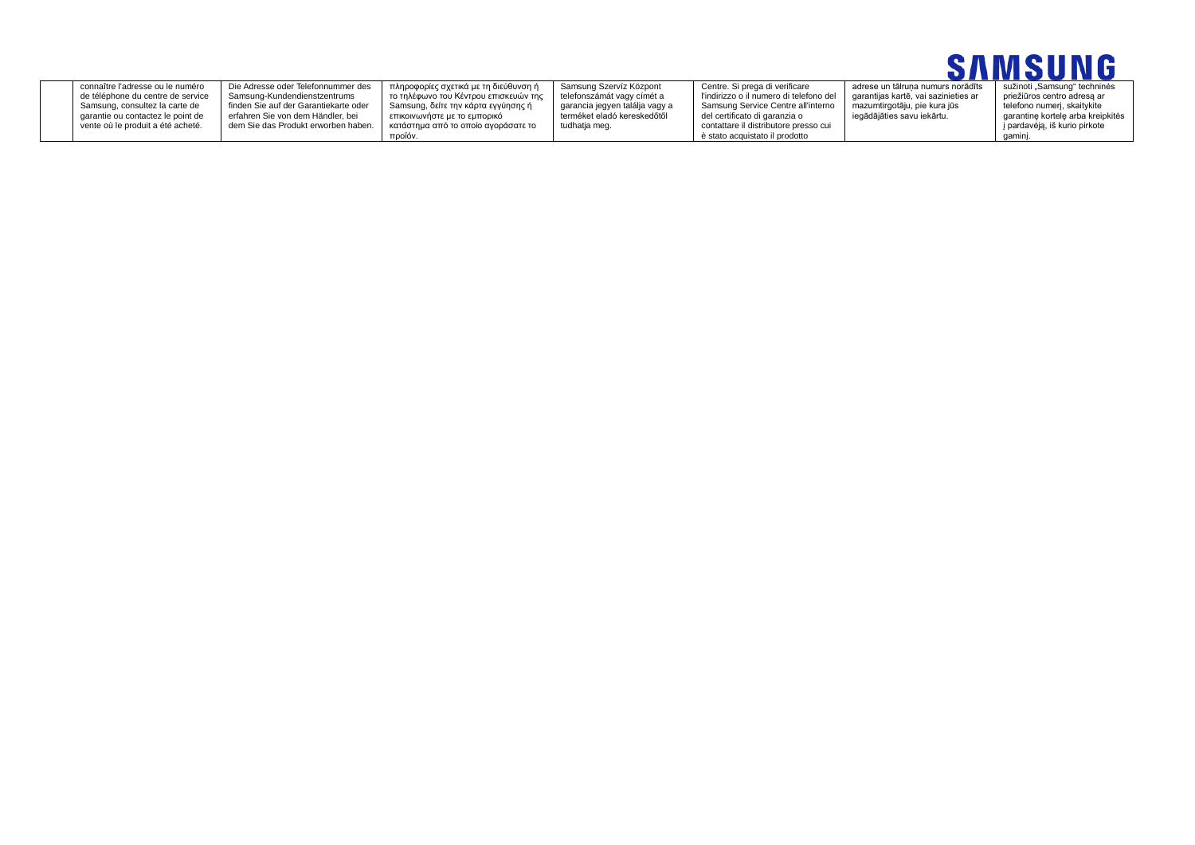| | | | | | | |
|---|---|---|---|---|---|---|
| connaître l'adresse ou le numéro de téléphone du centre de service Samsung, consultez la carte de garantie ou contactez le point de vente où le produit a été acheté. | Die Adresse oder Telefonnummer des Samsung-Kundendienstzentrums finden Sie auf der Garantiekarte oder erfahren Sie von dem Händler, bei dem Sie das Produkt erworben haben. | πληροφορίες σχετικά με τη διεύθυνση ή το τηλέφωνο του Κέντρου επισκευών της Samsung, δείτε την κάρτα εγγύησης ή επικοινωνήστε με το εμπορικό κατάστημα από το οποίο αγοράσατε το προϊόν. | Samsung Szervíz Központ telefonszámát vagy címét a garancia jegyen találja vagy a terméket eladó kereskedőtől tudhatja meg. | Centre. Si prega di verificare l'indirizzo o il numero di telefono del Samsung Service Centre all'interno del certificato di garanzia o contattare il distributore presso cui è stato acquistato il prodotto | adrese un tālruņa numurs norādīts garantijas kartē, vai sazinieties ar mazumtirgotāju, pie kura jūs iegādājāties savu iekārtu. | sužinoti „Samsung" techninės priežiūros centro adresą ar telefono numerį, skaitykite garantinę kortelę arba kreipkitės į pardavėją, iš kurio pirkote gaminį. |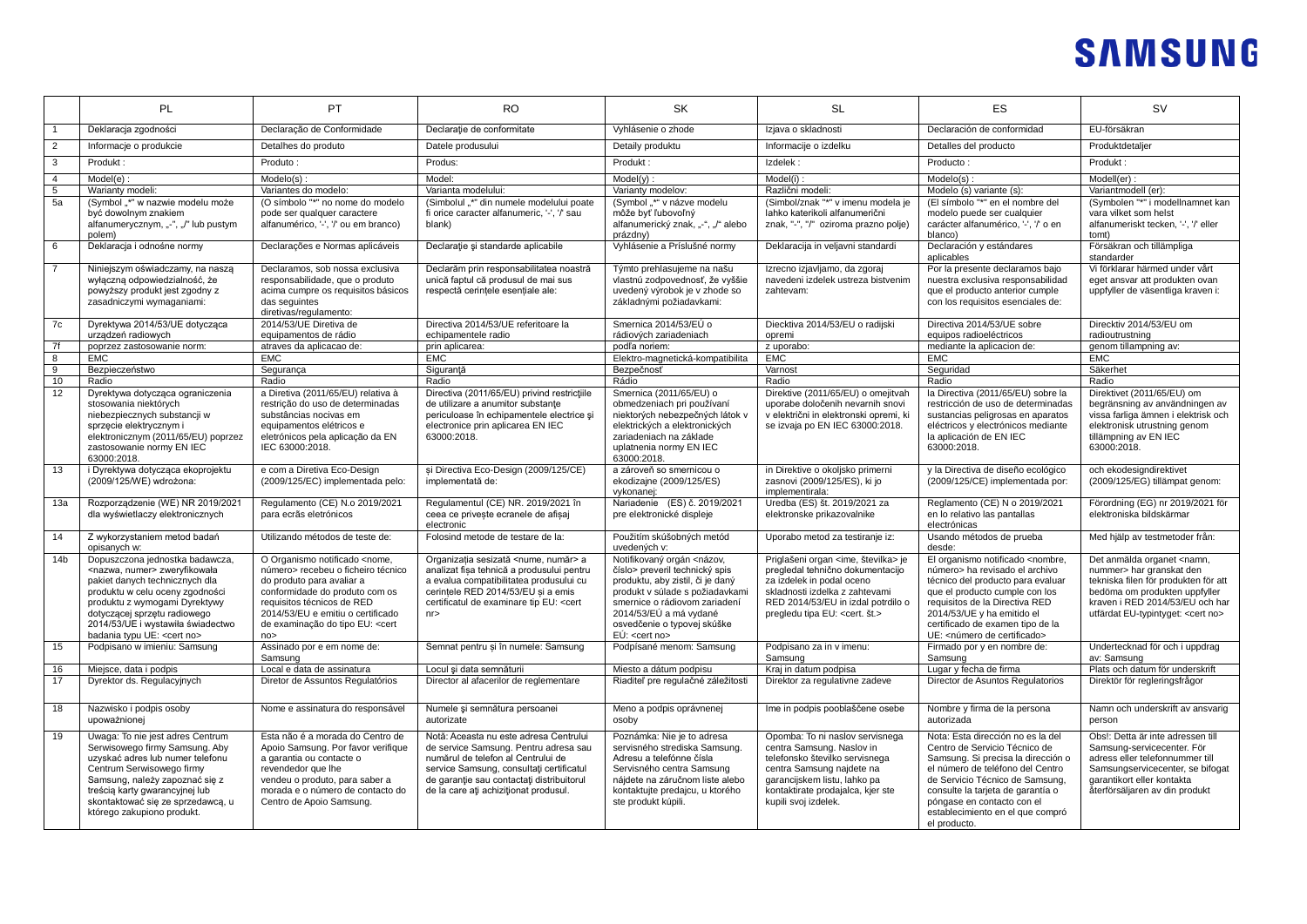SAMSUNG

| | PL | PT | RO | SK | SL | ES | SV |
|---|---|---|---|---|---|---|---|
| 1 | Deklaracja zgodności | Declaração de Conformidade | Declarație de conformitate | Vyhlásenie o zhode | Izjava o skladnosti | Declaración de conformidad | EU-försäkran |
| 2 | Informacje o produkcie | Detalhes do produto | Datele produsului | Detaily produktu | Informacije o izdelku | Detalles del producto | Produktdetaljer |
| 3 | Produkt : | Produto : | Produs: | Produkt : | Izdelek : | Producto : | Produkt : |
| 4 | Model(e) : | Modelo(s) : | Model: | Model(y) : | Model(i) : | Modelo(s) : | Modell(er) : |
| 5 | Warianty modeli: | Variantes do modelo: | Varianta modelului: | Varianty modelov: | Različni modeli: | Modelo (s) variante (s): | Variantmodell (er): |
| 5a | (Symbol „*" w nazwie modelu może być dowolnym znakiem alfanumerycznym, „-", „/" lub pustym polem) | (O símbolo "*" no nome do modelo pode ser qualquer caractere alfanumérico, '-', '/' ou em branco) | (Simbolul „*" din numele modelului poate fi orice caracter alfanumeric, '-', '/' sau blank) | (Symbol „*" v názve modelu môže byť ľubovoľný alfanumerický znak, „-", „/" alebo prázdny) | (Simbol/znak "*" v imenu modela je lahko katerikoli alfanumerični znak, "-", "/" oziroma prazno polje) | (El símbolo "*" en el nombre del modelo puede ser cualquier carácter alfanumérico, '-', '/' o en blanco) | (Symbolen "*" i modellnamnet kan vara vilket som helst alfanumeriskt tecken, '-', '/' eller tomt) |
| 6 | Deklaracja i odnośne normy | Declarações e Normas aplicáveis | Declarație și standarde aplicabile | Vyhlásenie a Príslušné normy | Deklaracija in veljavni standardi | Declaración y estándares aplicables | Försäkran och tillämpliga standarder |
| 7 | Niniejszym oświadczamy, na naszą wyłączną odpowiedzialność, że powyższy produkt jest zgodny z zasadniczymi wymaganiami: | Declaramos, sob nossa exclusiva responsabilidade, que o produto acima cumpre os requisitos básicos das seguintes diretivas/regulamento: | Declarăm prin responsabilitatea noastră unică faptul că produsul de mai sus respectă cerințele esențiale ale: | Týmto prehlasujeme na našu vlastnú zodpovednosť, že vyššie uvedený výrobok je v zhode so základnými požiadavkami: | Izrecno izjavljamo, da zgoraj navedeni izdelek ustreza bistvenim zahtevam: | Por la presente declaramos bajo nuestra exclusiva responsabilidad que el producto anterior cumple con los requisitos esenciales de: | Vi förklarar härmed under vårt eget ansvar att produkten ovan uppfyller de väsentliga kraven i: |
| 7c | Dyrektywa 2014/53/UE dotycząca urządzeń radiowych | 2014/53/UE Diretiva de equipamentos de rádio | Directiva 2014/53/UE referitoare la echipamentele radio | Smernica 2014/53/EÚ o rádiových zariadeniach | Diecktiva 2014/53/EU o radijski opremi | Directiva 2014/53/UE sobre equipos radioeléctricos | Direcktiv 2014/53/EU om radioutrustning |
| 7f | poprzez zastosowanie norm: | atraves da aplicacao de: | prin aplicarea: | podľa noriem: | z uporabo: | mediante la aplicacion de: | genom tillampning av: |
| 8 | EMC | EMC | EMC | Elektro-magnetická-kompatibilita | EMC | EMC | EMC |
| 9 | Bezpieczeństwo | Segurança | Siguranță | Bezpečnosť | Varnost | Seguridad | Säkerhet |
| 10 | Radio | Radio | Radio | Rádio | Radio | Radio | Radio |
| 12 | Dyrektywa dotycząca ograniczenia stosowania niektórych niebezpiecznych substancji w sprzęcie elektrycznym i elektronicznym (2011/65/EU) poprzez zastosowanie normy EN IEC 63000:2018. | a Diretiva (2011/65/EU) relativa à restrição do uso de determinadas substâncias nocivas em equipamentos elétricos e eletrónicos pela aplicação da EN IEC 63000:2018. | Directiva (2011/65/EU) privind restricțiile de utilizare a anumitor substanțe periculoase în echipamentele electrice și electronice prin aplicarea EN IEC 63000:2018. | Smernica (2011/65/EÚ) o obmedzeniach pri používaní niektorých nebezpečných látok v elektrických a elektronických zariadeniach na základe uplatnenia normy EN IEC 63000:2018. | Direktive (2011/65/EU) o omejitvah uporabe določenih nevarnih snovi v električni in elektronski opremi, ki se izvaja po EN IEC 63000:2018. | la Directiva (2011/65/EU) sobre la restricción de uso de determinadas sustancias peligrosas en aparatos eléctricos y electrónicos mediante la aplicación de EN IEC 63000:2018. | Direktivet (2011/65/EU) om begränsning av användningen av vissa farliga ämnen i elektrisk och elektronisk utrustning genom tillämpning av EN IEC 63000:2018. |
| 13 | i Dyrektywa dotycząca ekoprojektu (2009/125/WE) wdrożona: | e com a Diretiva Eco-Design (2009/125/EC) implementada pelo: | și Directiva Eco-Design (2009/125/CE) implementată de: | a zároveň so smernicou o ekodizajne (2009/125/ES) vykonanej: | in Direktive o okoljsko primerni zasnovi (2009/125/ES), ki jo implementirala: | y la Directiva de diseño ecológico (2009/125/CE) implementada por: | och ekodesigndirektivet (2009/125/EG) tillämpat genom: |
| 13a | Rozporządzenie (WE) NR 2019/2021 dla wyświetlaczy elektronicznych | Regulamento (CE) N.o 2019/2021 para ecrãs eletrónicos | Regulamentul (CE) NR. 2019/2021 în ceea ce privește ecranele de afișaj electronic | Nariadenie (ES) č. 2019/2021 pre elektronické displeje | Uredba (ES) št. 2019/2021 za elektronske prikazovalnike | Reglamento (CE) N o 2019/2021 en lo relativo las pantallas electrónicas | Förordning (EG) nr 2019/2021 för elektroniska bildskärmar |
| 14 | Z wykorzystaniem metod badań opisanych w: | Utilizando métodos de teste de: | Folosind metode de testare de la: | Použitím skúšobných metód uvedených v: | Uporabo metod za testiranje iz: | Usando métodos de prueba desde: | Med hjälp av testmetoder från: |
| 14b | Dopuszczona jednostka badawcza, <nazwa, numer> zweryfikowała pakiet danych technicznych dla produktu w celu oceny zgodności produktu z wymogami Dyrektywy dotyczącej sprzętu radiowego 2014/53/UE i wystawiła świadectwo badania typu UE: <cert no> | O Organismo notificado <nome, número> recebeu o ficheiro técnico do produto para avaliar a conformidade do produto com os requisitos técnicos de RED 2014/53/EU e emitiu o certificado de examinação do tipo EU: <cert no> | Organizația sesizată <nume, număr> a analizat fișa tehnică a produsului pentru a evalua compatibilitatea produsului cu cerințele RED 2014/53/EU și a emis certificatul de examinare tip EU: <cert nr> | Notifikovaný orgán <názov, číslo> preveril technický spis produktu, aby zistil, či je daný produkt v súlade s požiadavkami smernice o rádiovom zariadení 2014/53/EÚ a má vydané osvedčenie o typovej skúške EÚ: <cert no> | Priglašeni organ <ime, številka> je pregledal tehnično dokumentacijo za izdelek in podal oceno skladnosti izdelka z zahtevami RED 2014/53/EU in izdal potrdilo o pregledu tipa EU: <cert. št.> | El organismo notificado <nombre, número> ha revisado el archivo técnico del producto para evaluar que el producto cumple con los requisitos de la Directiva RED 2014/53/UE y ha emitido el certificado de examen tipo de la UE: <número de certificado> | Det anmälda organet <namn, nummer> har granskat den tekniska filen för produkten för att bedöma om produkten uppfyller kraven i RED 2014/53/EU och har utfärdat EU-typintyget: <cert no> |
| 15 | Podpisano w imieniu: Samsung | Assinado por e em nome de: Samsung | Semnat pentru și în numele: Samsung | Podpísané menom: Samsung | Podpisano za in v imenu: Samsung | Firmado por y en nombre de: Samsung | Undertecknad för och i uppdrag av: Samsung |
| 16 | Miejsce, data i podpis | Local e data de assinatura | Locul și data semnăturii | Miesto a dátum podpisu | Kraj in datum podpisa | Lugar y fecha de firma | Plats och datum för underskrift |
| 17 | Dyrektor ds. Regulacyjnych | Diretor de Assuntos Regulatórios | Director al afacerilor de reglementare | Riaditeľ pre regulačné záležitosti | Direktor za regulativne zadeve | Director de Asuntos Regulatorios | Direktör för regleringsfrågor |
| 18 | Nazwisko i podpis osoby upoważnionej | Nome e assinatura do responsável | Numele și semnătura persoanei autorizate | Meno a podpis oprávnenej osoby | Ime in podpis pooblaščene osebe | Nombre y firma de la persona autorizada | Namn och underskrift av ansvarig person |
| 19 | Uwaga: To nie jest adres Centrum Serwisowego firmy Samsung. Aby uzyskać adres lub numer telefonu Centrum Serwisowego firmy Samsung, należy zapoznać się z treścią karty gwarancyjnej lub skontaktować się ze sprzedawcą, u którego zakupiono produkt. | Esta não é a morada do Centro de Apoio Samsung. Por favor verifique a garantia ou contacte o revendedor que lhe vendeu o produto, para saber a morada e o número de contacto do Centro de Apoio Samsung. | Notă: Aceasta nu este adresa Centrului de service Samsung. Pentru adresa sau numărul de telefon al Centrului de service Samsung, consultați certificatul de garanție sau contactați distribuitorul de la care ați achiziționat produsul. | Poznámka: Nie je to adresa servisného strediska Samsung. Adresu a telefónne čísla Servisného centra Samsung nájdete na záručnom liste alebo kontaktujte predajcu, u ktorého ste produkt kúpili. | Opomba: To ni naslov servisnega centra Samsung. Naslov in telefonsko številko servisnega centra Samsung najdete na garancijskem listu, lahko pa kontaktirate prodajalca, kjer ste kupili svoj izdelek. | Nota: Esta dirección no es la del Centro de Servicio Técnico de Samsung. Si precisa la dirección o el número de teléfono del Centro de Servicio Técnico de Samsung, consulte la tarjeta de garantía o póngase en contacto con el establecimiento en el que compró el producto. | Obs!: Detta är inte adressen till Samsung-servicecenter. För adress eller telefonnummer till Samsungservicecenter, se bifogat garantikort eller kontakta återförsäljaren av din produkt |